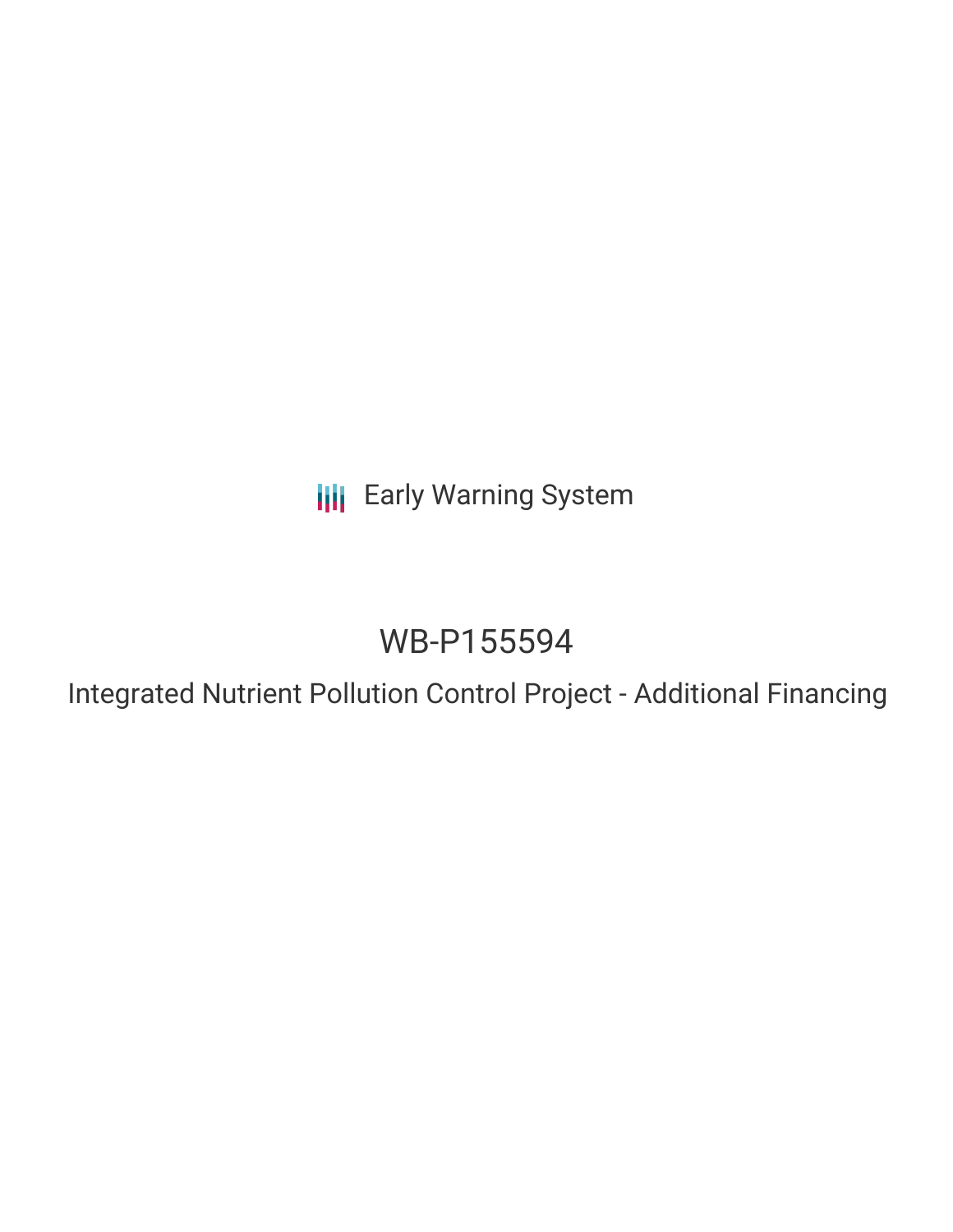Early Warning System

# WB-P155594

## Integrated Nutrient Pollution Control Project - Additional Financing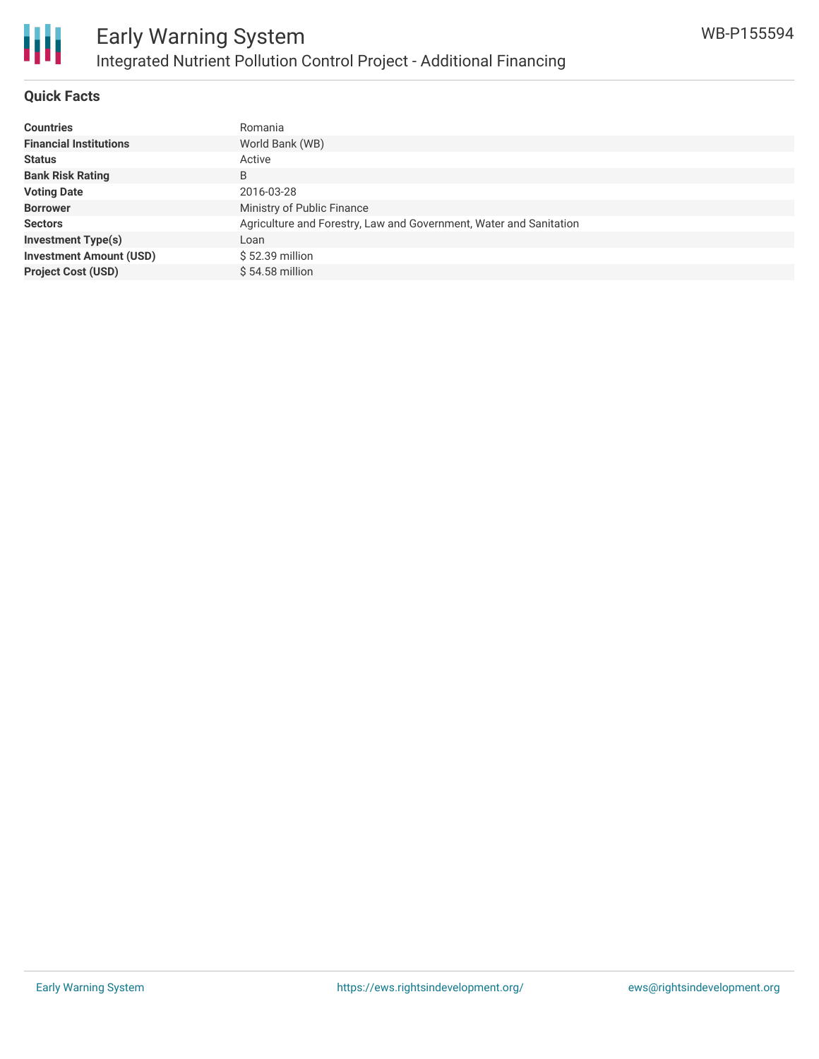# Early Warning System

## Integrated Nutrient Pollution Control Project - Additional Financing

WB-P155594

### Quick Facts

| | |
|---|---|
| **Countries** | Romania |
| **Financial Institutions** | World Bank (WB) |
| **Status** | Active |
| **Bank Risk Rating** | B |
| **Voting Date** | 2016-03-28 |
| **Borrower** | Ministry of Public Finance |
| **Sectors** | Agriculture and Forestry, Law and Government, Water and Sanitation |
| **Investment Type(s)** | Loan |
| **Investment Amount (USD)** | $ 52.39 million |
| **Project Cost (USD)** | $ 54.58 million |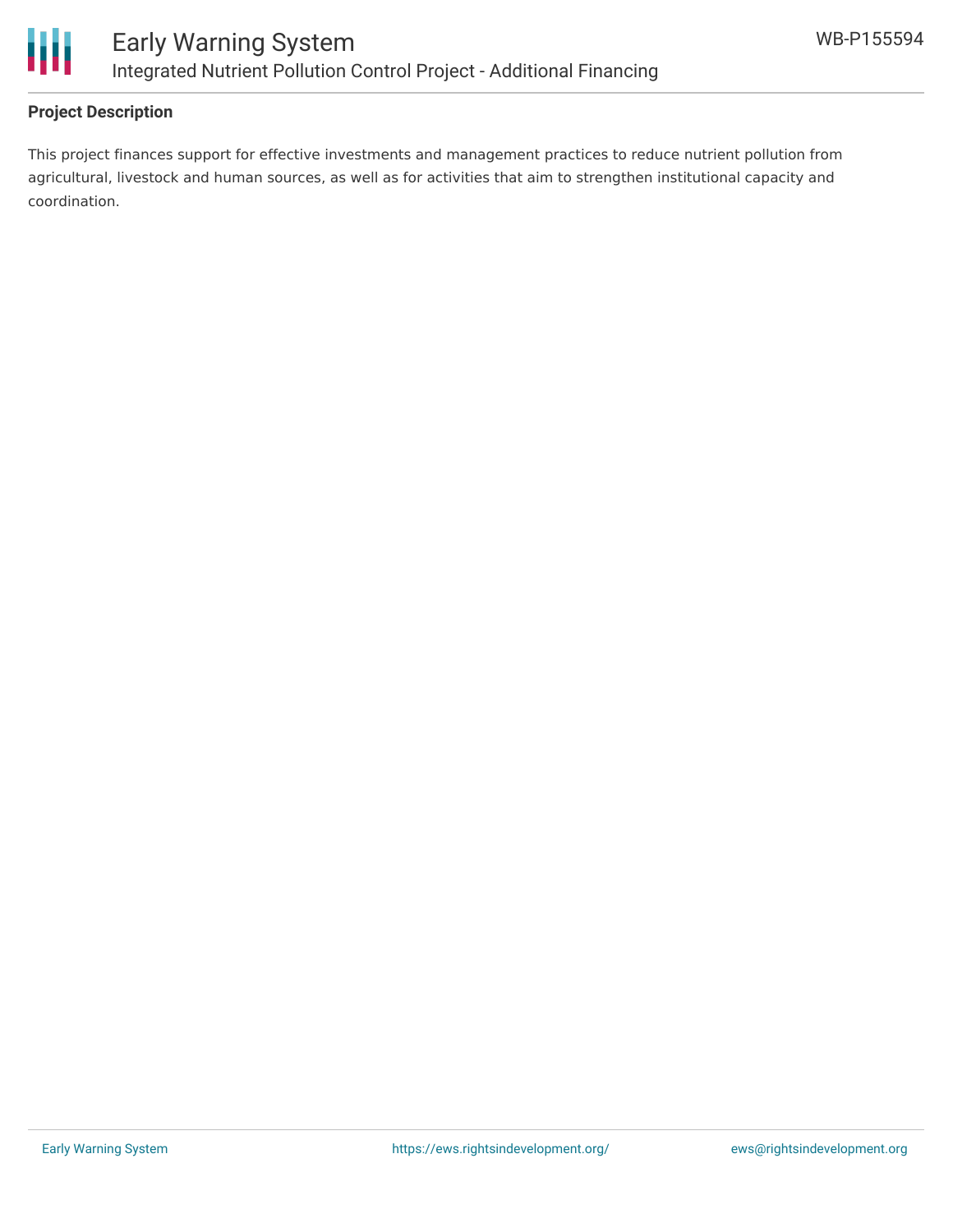## Project Description

This project finances support for effective investments and management practices to reduce nutrient pollution from agricultural, livestock and human sources, as well as for activities that aim to strengthen institutional capacity and coordination.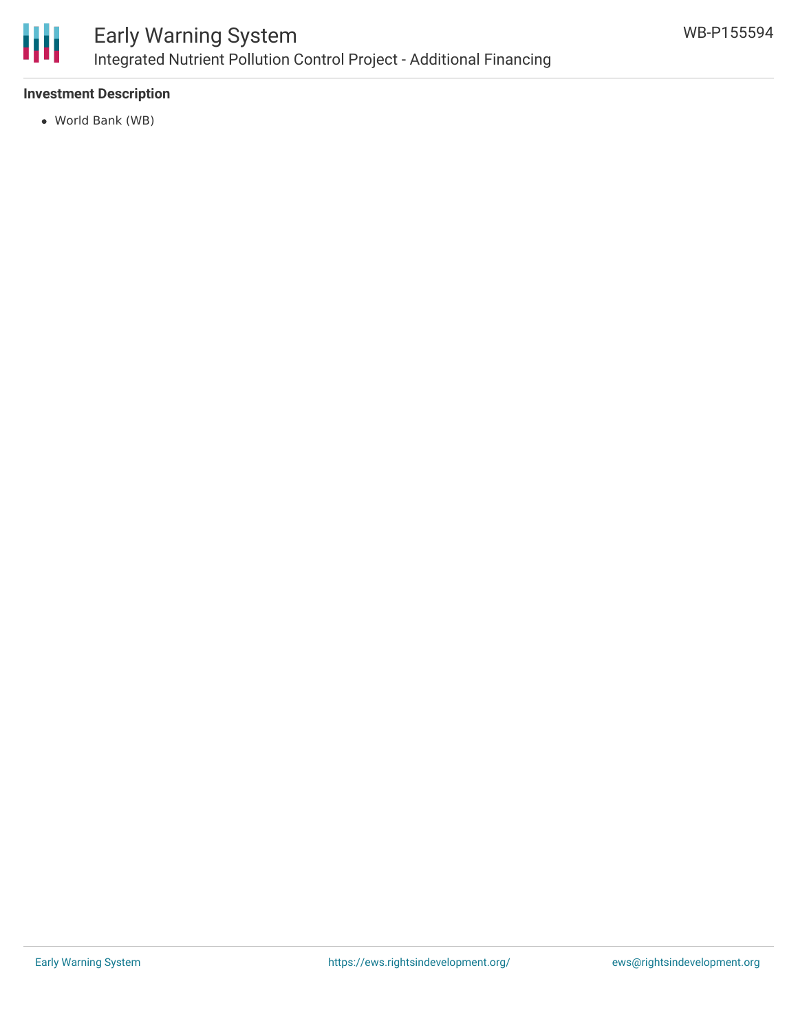### Investment Description

- World Bank (WB)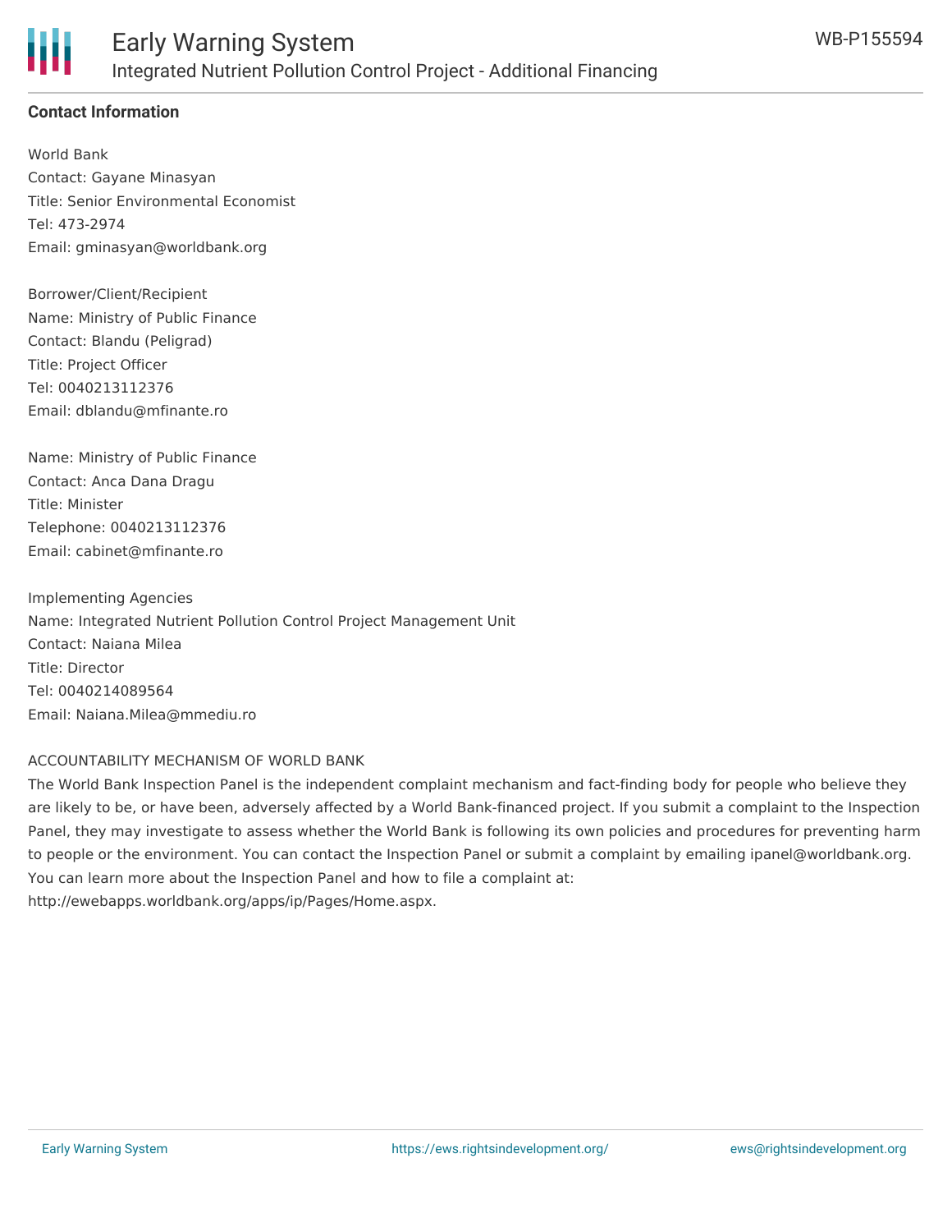## Contact Information

World Bank
Contact: Gayane Minasyan
Title: Senior Environmental Economist
Tel: 473-2974
Email: gminasyan@worldbank.org

Borrower/Client/Recipient
Name: Ministry of Public Finance
Contact: Blandu (Peligrad)
Title: Project Officer
Tel: 0040213112376
Email: dblandu@mfinante.ro

Name: Ministry of Public Finance
Contact: Anca Dana Dragu
Title: Minister
Telephone: 0040213112376
Email: cabinet@mfinante.ro

Implementing Agencies
Name: Integrated Nutrient Pollution Control Project Management Unit
Contact: Naiana Milea
Title: Director
Tel: 0040214089564
Email: Naiana.Milea@mmediu.ro

ACCOUNTABILITY MECHANISM OF WORLD BANK
The World Bank Inspection Panel is the independent complaint mechanism and fact-finding body for people who believe they are likely to be, or have been, adversely affected by a World Bank-financed project. If you submit a complaint to the Inspection Panel, they may investigate to assess whether the World Bank is following its own policies and procedures for preventing harm to people or the environment. You can contact the Inspection Panel or submit a complaint by emailing ipanel@worldbank.org. You can learn more about the Inspection Panel and how to file a complaint at: http://ewebapps.worldbank.org/apps/ip/Pages/Home.aspx.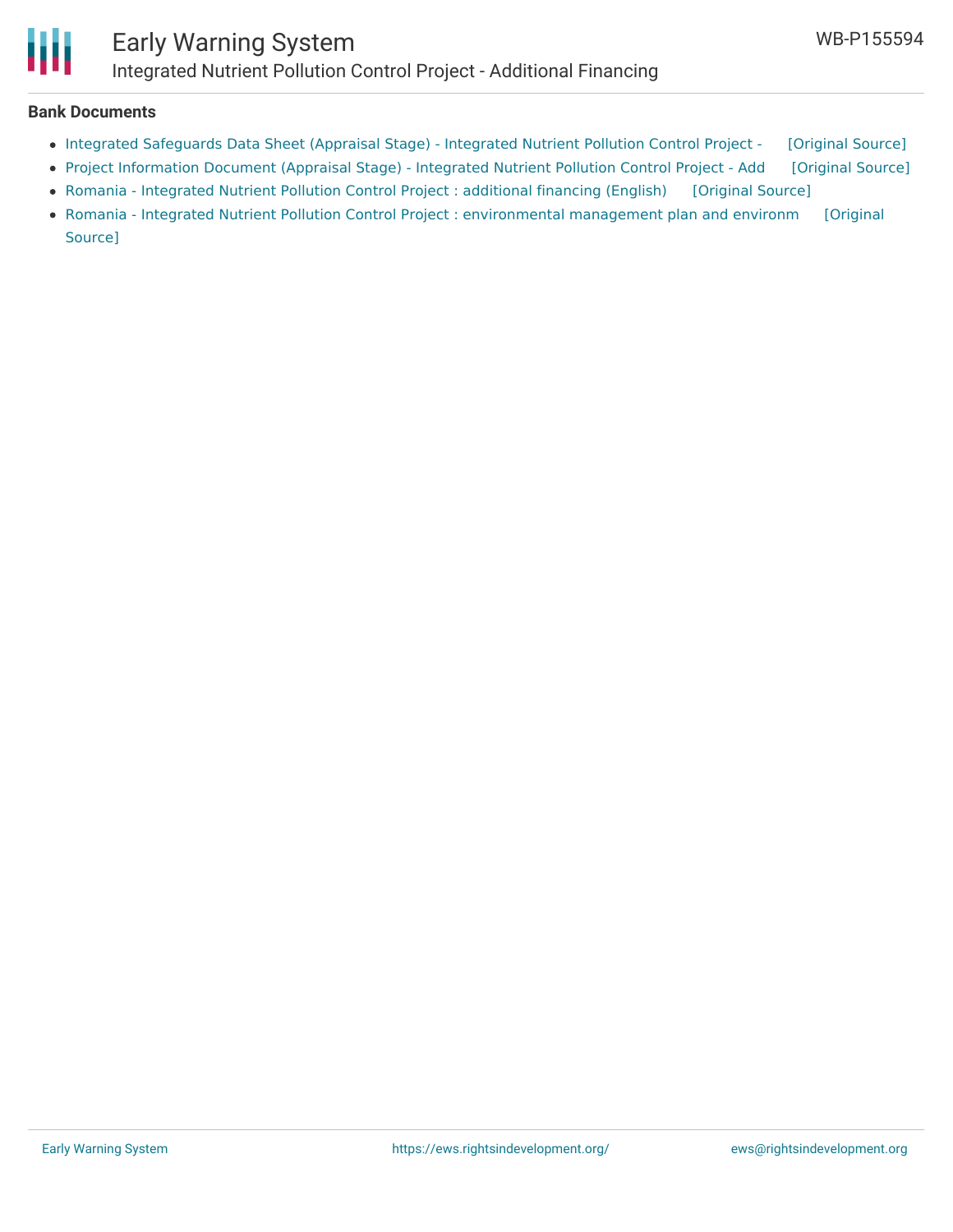## Bank Documents

- Integrated Safeguards Data Sheet (Appraisal Stage) - Integrated Nutrient Pollution Control Project - [Original Source]
- Project Information Document (Appraisal Stage) - Integrated Nutrient Pollution Control Project - Add [Original Source]
- Romania - Integrated Nutrient Pollution Control Project : additional financing (English) [Original Source]
- Romania - Integrated Nutrient Pollution Control Project : environmental management plan and environm [Original Source]